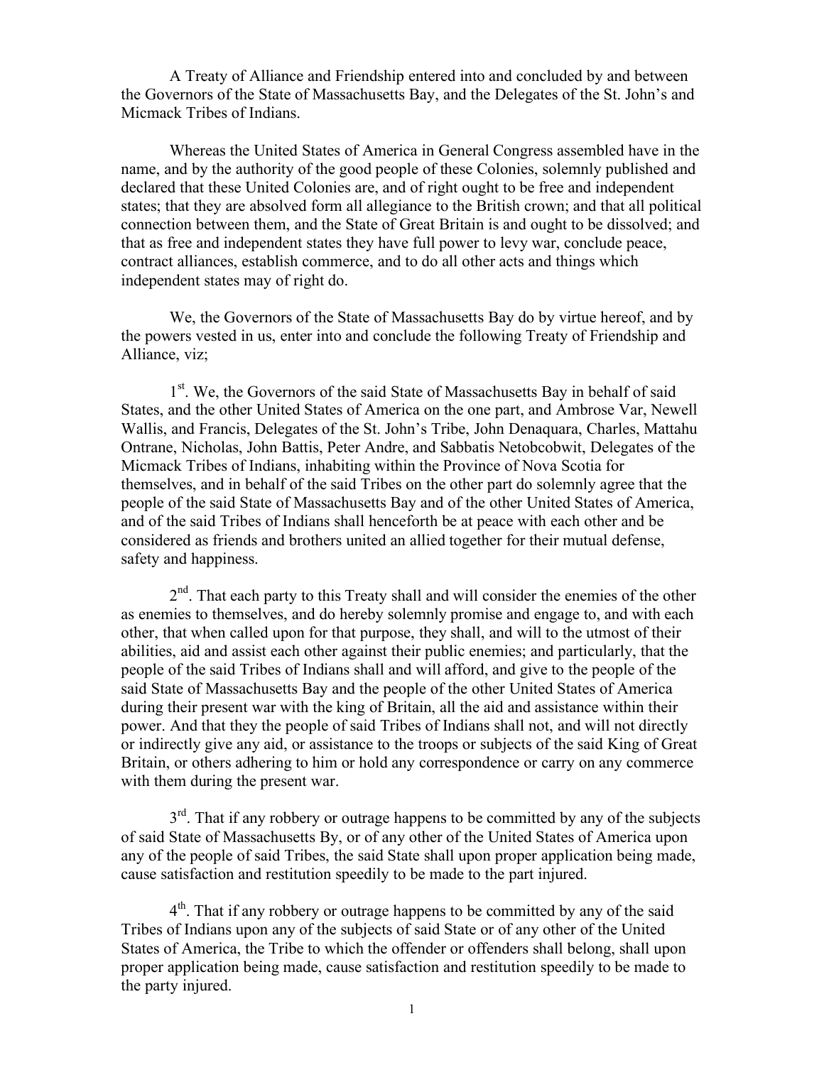A Treaty of Alliance and Friendship entered into and concluded by and between the Governors of the State of Massachusetts Bay, and the Delegates of the St. John's and Micmack Tribes of Indians.

Whereas the United States of America in General Congress assembled have in the name, and by the authority of the good people of these Colonies, solemnly published and declared that these United Colonies are, and of right ought to be free and independent states; that they are absolved form all allegiance to the British crown; and that all political connection between them, and the State of Great Britain is and ought to be dissolved; and that as free and independent states they have full power to levy war, conclude peace, contract alliances, establish commerce, and to do all other acts and things which independent states may of right do.

We, the Governors of the State of Massachusetts Bay do by virtue hereof, and by the powers vested in us, enter into and conclude the following Treaty of Friendship and Alliance, viz;

1st. We, the Governors of the said State of Massachusetts Bay in behalf of said States, and the other United States of America on the one part, and Ambrose Var, Newell Wallis, and Francis, Delegates of the St. John's Tribe, John Denaquara, Charles, Mattahu Ontrane, Nicholas, John Battis, Peter Andre, and Sabbatis Netobcobwit, Delegates of the Micmack Tribes of Indians, inhabiting within the Province of Nova Scotia for themselves, and in behalf of the said Tribes on the other part do solemnly agree that the people of the said State of Massachusetts Bay and of the other United States of America, and of the said Tribes of Indians shall henceforth be at peace with each other and be considered as friends and brothers united an allied together for their mutual defense, safety and happiness.

2nd. That each party to this Treaty shall and will consider the enemies of the other as enemies to themselves, and do hereby solemnly promise and engage to, and with each other, that when called upon for that purpose, they shall, and will to the utmost of their abilities, aid and assist each other against their public enemies; and particularly, that the people of the said Tribes of Indians shall and will afford, and give to the people of the said State of Massachusetts Bay and the people of the other United States of America during their present war with the king of Britain, all the aid and assistance within their power. And that they the people of said Tribes of Indians shall not, and will not directly or indirectly give any aid, or assistance to the troops or subjects of the said King of Great Britain, or others adhering to him or hold any correspondence or carry on any commerce with them during the present war.

3rd. That if any robbery or outrage happens to be committed by any of the subjects of said State of Massachusetts By, or of any other of the United States of America upon any of the people of said Tribes, the said State shall upon proper application being made, cause satisfaction and restitution speedily to be made to the part injured.

4th. That if any robbery or outrage happens to be committed by any of the said Tribes of Indians upon any of the subjects of said State or of any other of the United States of America, the Tribe to which the offender or offenders shall belong, shall upon proper application being made, cause satisfaction and restitution speedily to be made to the party injured.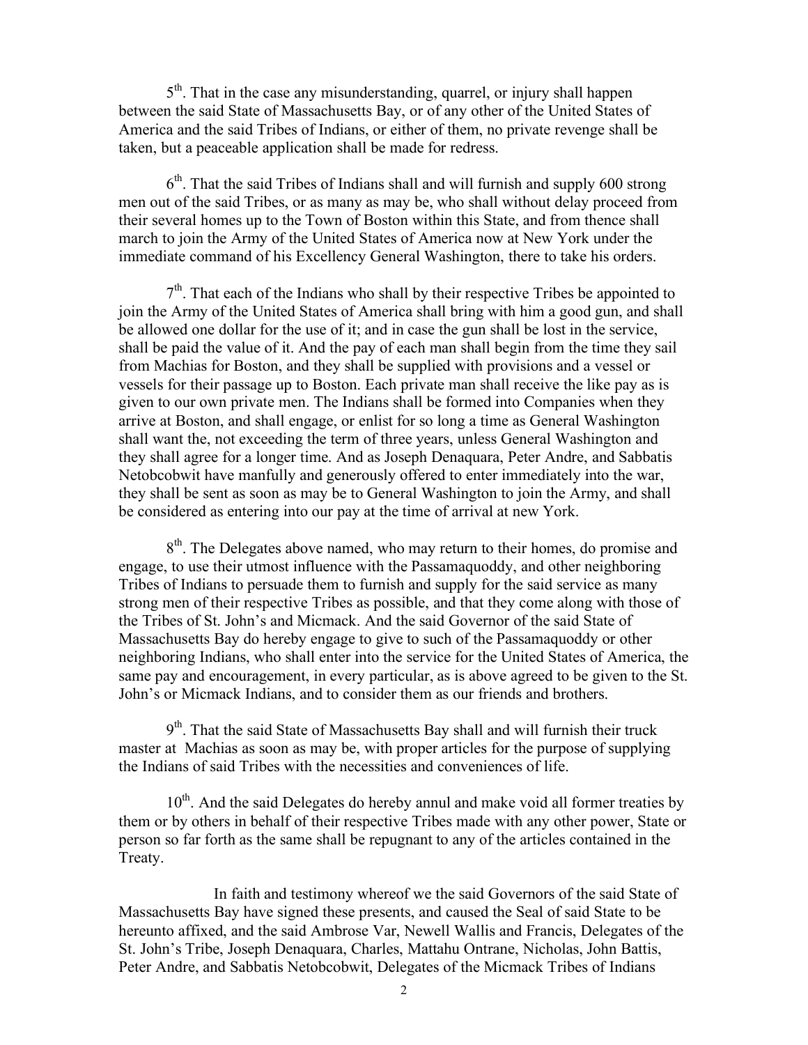5th. That in the case any misunderstanding, quarrel, or injury shall happen between the said State of Massachusetts Bay, or of any other of the United States of America and the said Tribes of Indians, or either of them, no private revenge shall be taken, but a peaceable application shall be made for redress.

6th. That the said Tribes of Indians shall and will furnish and supply 600 strong men out of the said Tribes, or as many as may be, who shall without delay proceed from their several homes up to the Town of Boston within this State, and from thence shall march to join the Army of the United States of America now at New York under the immediate command of his Excellency General Washington, there to take his orders.

7th. That each of the Indians who shall by their respective Tribes be appointed to join the Army of the United States of America shall bring with him a good gun, and shall be allowed one dollar for the use of it; and in case the gun shall be lost in the service, shall be paid the value of it. And the pay of each man shall begin from the time they sail from Machias for Boston, and they shall be supplied with provisions and a vessel or vessels for their passage up to Boston. Each private man shall receive the like pay as is given to our own private men. The Indians shall be formed into Companies when they arrive at Boston, and shall engage, or enlist for so long a time as General Washington shall want the, not exceeding the term of three years, unless General Washington and they shall agree for a longer time. And as Joseph Denaquara, Peter Andre, and Sabbatis Netobcobwit have manfully and generously offered to enter immediately into the war, they shall be sent as soon as may be to General Washington to join the Army, and shall be considered as entering into our pay at the time of arrival at new York.

8th. The Delegates above named, who may return to their homes, do promise and engage, to use their utmost influence with the Passamaquoddy, and other neighboring Tribes of Indians to persuade them to furnish and supply for the said service as many strong men of their respective Tribes as possible, and that they come along with those of the Tribes of St. John's and Micmack. And the said Governor of the said State of Massachusetts Bay do hereby engage to give to such of the Passamaquoddy or other neighboring Indians, who shall enter into the service for the United States of America, the same pay and encouragement, in every particular, as is above agreed to be given to the St. John's or Micmack Indians, and to consider them as our friends and brothers.

9th. That the said State of Massachusetts Bay shall and will furnish their truck master at Machias as soon as may be, with proper articles for the purpose of supplying the Indians of said Tribes with the necessities and conveniences of life.

10th. And the said Delegates do hereby annul and make void all former treaties by them or by others in behalf of their respective Tribes made with any other power, State or person so far forth as the same shall be repugnant to any of the articles contained in the Treaty.

In faith and testimony whereof we the said Governors of the said State of Massachusetts Bay have signed these presents, and caused the Seal of said State to be hereunto affixed, and the said Ambrose Var, Newell Wallis and Francis, Delegates of the St. John's Tribe, Joseph Denaquara, Charles, Mattahu Ontrane, Nicholas, John Battis, Peter Andre, and Sabbatis Netobcobwit, Delegates of the Micmack Tribes of Indians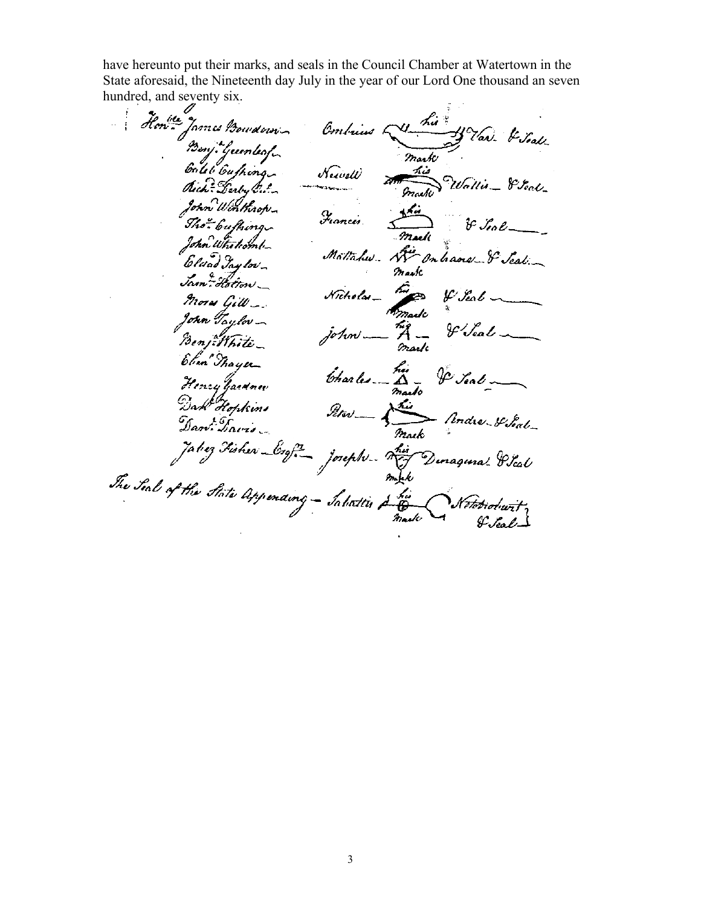have hereunto put their marks, and seals in the Council Chamber at Watertown in the State aforesaid, the Nineteenth day July in the year of our Lord One thousand an seven hundred, and seventy six.

Hon.ble James Bowdoin
Benj.a Greenleaf
Caleb Cushing
Rich.d Derby Jr.
John Winthrop
Tho.s Cushing
John Whitcomb
Eleaz.d Taylor
Sam.l Holten
Moses Gill
John Taylor
Benj.a White
Eben.r Thayer
Henry Gardner
Dan.l Hopkins
Dan.l Davis
Jabez Fisher — Esq.rs

Ambrius his mark Var & Seal
Newell his mark Wallis & Seal
Francis his mark & Seal
Mattahew his mark Ontawe & Seal
Nicholas his mark & Seal
John his mark & Seal
Charles his mark & Seal
Peter his mark Andre & Seal
Joseph his mark Denaguna & Seal
Sabattis his mark Netobiotwit & Seal

The Seal of the State Appending —